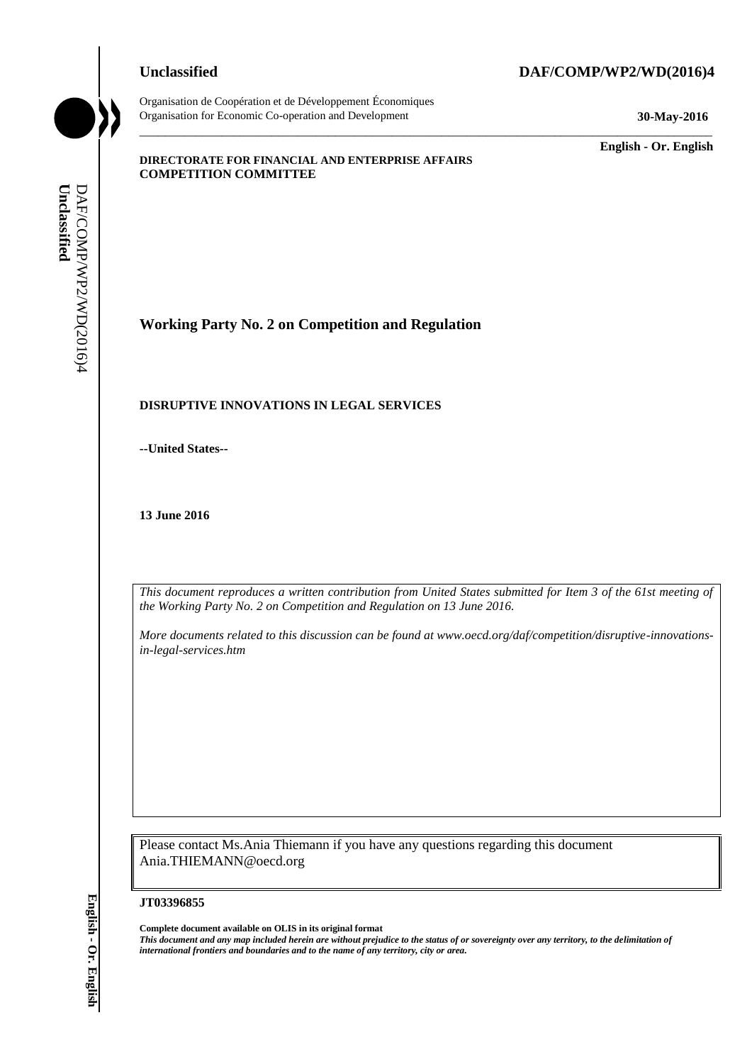**Unclassified** **DAF/COMP/WP2/WD(2016)4**

Organisation de Coopération et de Développement Économiques
Organisation for Economic Co-operation and Development **30-May-2016**

**English - Or. English**

**DIRECTORATE FOR FINANCIAL AND ENTERPRISE AFFAIRS**
**COMPETITION COMMITTEE**

# Working Party No. 2 on Competition and Regulation

## DISRUPTIVE INNOVATIONS IN LEGAL SERVICES

**--United States--**

**13 June 2016**

*This document reproduces a written contribution from United States submitted for Item 3 of the 61st meeting of the Working Party No. 2 on Competition and Regulation on 13 June 2016.*

*More documents related to this discussion can be found at www.oecd.org/daf/competition/disruptive-innovations-in-legal-services.htm*

Please contact Ms.Ania Thiemann if you have any questions regarding this document Ania.THIEMANN@oecd.org

**JT03396855**

**Complete document available on OLIS in its original format**
***This document and any map included herein are without prejudice to the status of or sovereignty over any territory, to the delimitation of international frontiers and boundaries and to the name of any territory, city or area.***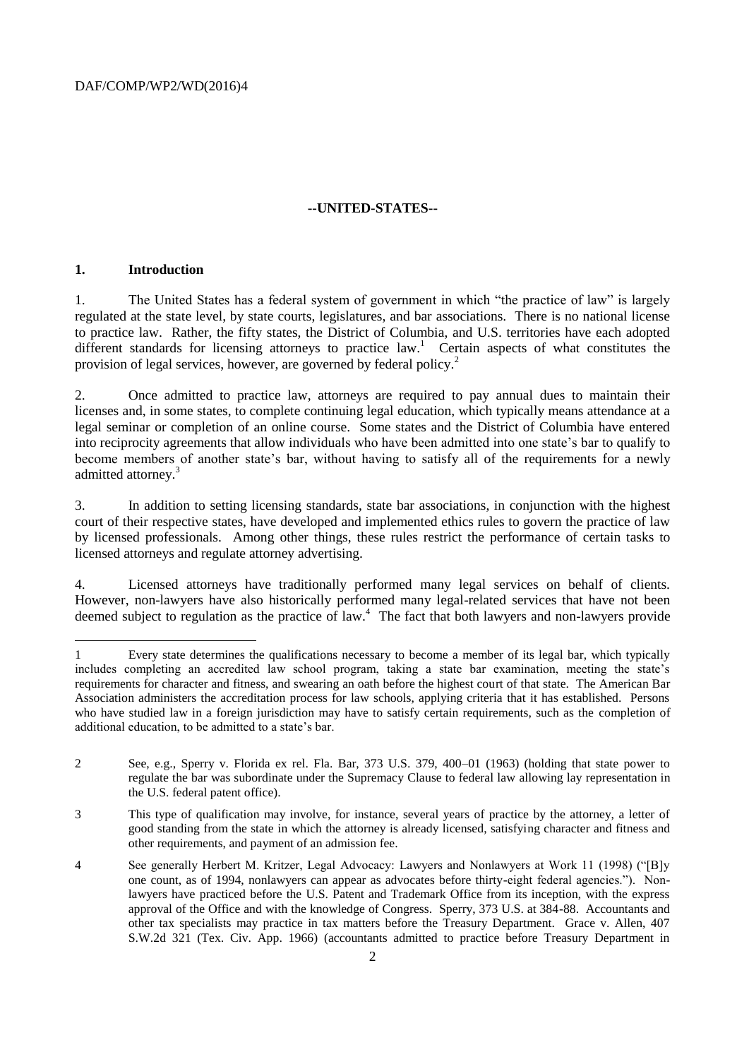## --UNITED-STATES--

### 1. Introduction

1. The United States has a federal system of government in which "the practice of law" is largely regulated at the state level, by state courts, legislatures, and bar associations. There is no national license to practice law. Rather, the fifty states, the District of Columbia, and U.S. territories have each adopted different standards for licensing attorneys to practice law.[1] Certain aspects of what constitutes the provision of legal services, however, are governed by federal policy.[2]

2. Once admitted to practice law, attorneys are required to pay annual dues to maintain their licenses and, in some states, to complete continuing legal education, which typically means attendance at a legal seminar or completion of an online course. Some states and the District of Columbia have entered into reciprocity agreements that allow individuals who have been admitted into one state's bar to qualify to become members of another state's bar, without having to satisfy all of the requirements for a newly admitted attorney.[3]

3. In addition to setting licensing standards, state bar associations, in conjunction with the highest court of their respective states, have developed and implemented ethics rules to govern the practice of law by licensed professionals. Among other things, these rules restrict the performance of certain tasks to licensed attorneys and regulate attorney advertising.

4. Licensed attorneys have traditionally performed many legal services on behalf of clients. However, non-lawyers have also historically performed many legal-related services that have not been deemed subject to regulation as the practice of law.[4] The fact that both lawyers and non-lawyers provide

---

1 Every state determines the qualifications necessary to become a member of its legal bar, which typically includes completing an accredited law school program, taking a state bar examination, meeting the state's requirements for character and fitness, and swearing an oath before the highest court of that state. The American Bar Association administers the accreditation process for law schools, applying criteria that it has established. Persons who have studied law in a foreign jurisdiction may have to satisfy certain requirements, such as the completion of additional education, to be admitted to a state's bar.

2 See, e.g., Sperry v. Florida ex rel. Fla. Bar, 373 U.S. 379, 400–01 (1963) (holding that state power to regulate the bar was subordinate under the Supremacy Clause to federal law allowing lay representation in the U.S. federal patent office).

3 This type of qualification may involve, for instance, several years of practice by the attorney, a letter of good standing from the state in which the attorney is already licensed, satisfying character and fitness and other requirements, and payment of an admission fee.

4 See generally Herbert M. Kritzer, Legal Advocacy: Lawyers and Nonlawyers at Work 11 (1998) ("[B]y one count, as of 1994, nonlawyers can appear as advocates before thirty-eight federal agencies."). Non-lawyers have practiced before the U.S. Patent and Trademark Office from its inception, with the express approval of the Office and with the knowledge of Congress. Sperry, 373 U.S. at 384-88. Accountants and other tax specialists may practice in tax matters before the Treasury Department. Grace v. Allen, 407 S.W.2d 321 (Tex. Civ. App. 1966) (accountants admitted to practice before Treasury Department in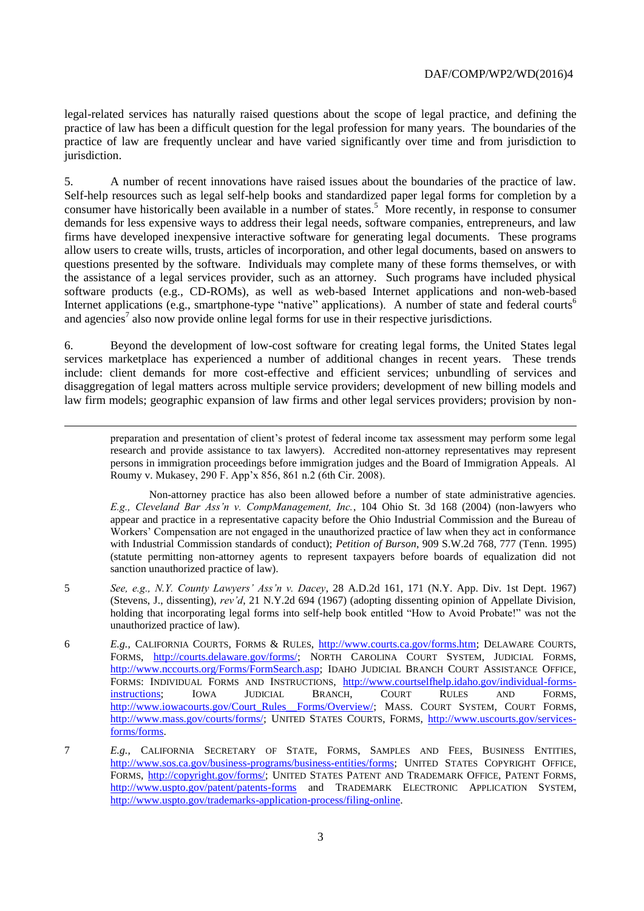legal-related services has naturally raised questions about the scope of legal practice, and defining the practice of law has been a difficult question for the legal profession for many years. The boundaries of the practice of law are frequently unclear and have varied significantly over time and from jurisdiction to jurisdiction.

5. A number of recent innovations have raised issues about the boundaries of the practice of law. Self-help resources such as legal self-help books and standardized paper legal forms for completion by a consumer have historically been available in a number of states.[5] More recently, in response to consumer demands for less expensive ways to address their legal needs, software companies, entrepreneurs, and law firms have developed inexpensive interactive software for generating legal documents. These programs allow users to create wills, trusts, articles of incorporation, and other legal documents, based on answers to questions presented by the software. Individuals may complete many of these forms themselves, or with the assistance of a legal services provider, such as an attorney. Such programs have included physical software products (e.g., CD-ROMs), as well as web-based Internet applications and non-web-based Internet applications (e.g., smartphone-type "native" applications). A number of state and federal courts[6] and agencies[7] also now provide online legal forms for use in their respective jurisdictions.

6. Beyond the development of low-cost software for creating legal forms, the United States legal services marketplace has experienced a number of additional changes in recent years. These trends include: client demands for more cost-effective and efficient services; unbundling of services and disaggregation of legal matters across multiple service providers; development of new billing models and law firm models; geographic expansion of law firms and other legal services providers; provision by non-

---

preparation and presentation of client's protest of federal income tax assessment may perform some legal research and provide assistance to tax lawyers). Accredited non-attorney representatives may represent persons in immigration proceedings before immigration judges and the Board of Immigration Appeals. Al Roumy v. Mukasey, 290 F. App'x 856, 861 n.2 (6th Cir. 2008).

Non-attorney practice has also been allowed before a number of state administrative agencies. *E.g., Cleveland Bar Ass'n v. CompManagement, Inc.*, 104 Ohio St. 3d 168 (2004) (non-lawyers who appear and practice in a representative capacity before the Ohio Industrial Commission and the Bureau of Workers' Compensation are not engaged in the unauthorized practice of law when they act in conformance with Industrial Commission standards of conduct); *Petition of Burson*, 909 S.W.2d 768, 777 (Tenn. 1995) (statute permitting non-attorney agents to represent taxpayers before boards of equalization did not sanction unauthorized practice of law).

5 *See, e.g., N.Y. County Lawyers' Ass'n v. Dacey*, 28 A.D.2d 161, 171 (N.Y. App. Div. 1st Dept. 1967) (Stevens, J., dissenting), *rev'd*, 21 N.Y.2d 694 (1967) (adopting dissenting opinion of Appellate Division, holding that incorporating legal forms into self-help book entitled "How to Avoid Probate!" was not the unauthorized practice of law).

6 *E.g.*, California Courts, Forms & Rules, http://www.courts.ca.gov/forms.htm; Delaware Courts, Forms, http://courts.delaware.gov/forms/; North Carolina Court System, Judicial Forms, http://www.nccourts.org/Forms/FormSearch.asp; Idaho Judicial Branch Court Assistance Office, Forms: Individual Forms and Instructions, http://www.courtselfhelp.idaho.gov/individual-forms-instructions; Iowa Judicial Branch, Court Rules and Forms, http://www.iowacourts.gov/Court_Rules__Forms/Overview/; Mass. Court System, Court Forms, http://www.mass.gov/courts/forms/; United States Courts, Forms, http://www.uscourts.gov/services-forms/forms.

7 *E.g.*, California Secretary of State, Forms, Samples and Fees, Business Entities, http://www.sos.ca.gov/business-programs/business-entities/forms; United States Copyright Office, Forms, http://copyright.gov/forms/; United States Patent and Trademark Office, Patent Forms, http://www.uspto.gov/patent/patents-forms and Trademark Electronic Application System, http://www.uspto.gov/trademarks-application-process/filing-online.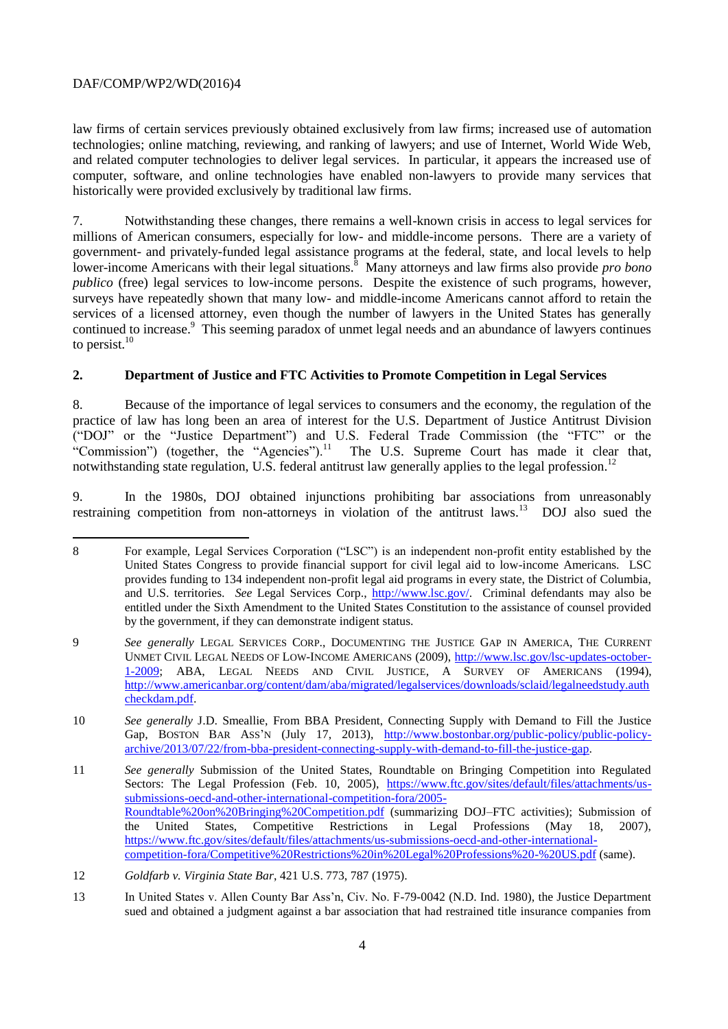law firms of certain services previously obtained exclusively from law firms; increased use of automation technologies; online matching, reviewing, and ranking of lawyers; and use of Internet, World Wide Web, and related computer technologies to deliver legal services. In particular, it appears the increased use of computer, software, and online technologies have enabled non-lawyers to provide many services that historically were provided exclusively by traditional law firms.

7. Notwithstanding these changes, there remains a well-known crisis in access to legal services for millions of American consumers, especially for low- and middle-income persons. There are a variety of government- and privately-funded legal assistance programs at the federal, state, and local levels to help lower-income Americans with their legal situations.[8] Many attorneys and law firms also provide *pro bono publico* (free) legal services to low-income persons. Despite the existence of such programs, however, surveys have repeatedly shown that many low- and middle-income Americans cannot afford to retain the services of a licensed attorney, even though the number of lawyers in the United States has generally continued to increase.[9] This seeming paradox of unmet legal needs and an abundance of lawyers continues to persist.[10]

## 2. Department of Justice and FTC Activities to Promote Competition in Legal Services

8. Because of the importance of legal services to consumers and the economy, the regulation of the practice of law has long been an area of interest for the U.S. Department of Justice Antitrust Division ("DOJ" or the "Justice Department") and U.S. Federal Trade Commission (the "FTC" or the "Commission") (together, the "Agencies").[11] The U.S. Supreme Court has made it clear that, notwithstanding state regulation, U.S. federal antitrust law generally applies to the legal profession.[12]

9. In the 1980s, DOJ obtained injunctions prohibiting bar associations from unreasonably restraining competition from non-attorneys in violation of the antitrust laws.[13] DOJ also sued the

---

8 For example, Legal Services Corporation ("LSC") is an independent non-profit entity established by the United States Congress to provide financial support for civil legal aid to low-income Americans. LSC provides funding to 134 independent non-profit legal aid programs in every state, the District of Columbia, and U.S. territories. *See* Legal Services Corp., http://www.lsc.gov/. Criminal defendants may also be entitled under the Sixth Amendment to the United States Constitution to the assistance of counsel provided by the government, if they can demonstrate indigent status.

9 *See generally* Legal Services Corp., Documenting the Justice Gap in America, The Current Unmet Civil Legal Needs of Low-Income Americans (2009), http://www.lsc.gov/lsc-updates-october-1-2009; ABA, Legal Needs and Civil Justice, A Survey of Americans (1994), http://www.americanbar.org/content/dam/aba/migrated/legalservices/downloads/sclaid/legalneedstudy.authcheckdam.pdf.

10 *See generally* J.D. Smeallie, From BBA President, Connecting Supply with Demand to Fill the Justice Gap, Boston Bar Ass'n (July 17, 2013), http://www.bostonbar.org/public-policy/public-policy-archive/2013/07/22/from-bba-president-connecting-supply-with-demand-to-fill-the-justice-gap.

11 *See generally* Submission of the United States, Roundtable on Bringing Competition into Regulated Sectors: The Legal Profession (Feb. 10, 2005), https://www.ftc.gov/sites/default/files/attachments/us-submissions-oecd-and-other-international-competition-fora/2005-Roundtable%20on%20Bringing%20Competition.pdf (summarizing DOJ–FTC activities); Submission of the United States, Competitive Restrictions in Legal Professions (May 18, 2007), https://www.ftc.gov/sites/default/files/attachments/us-submissions-oecd-and-other-international-competition-fora/Competitive%20Restrictions%20in%20Legal%20Professions%20-%20US.pdf (same).

12 *Goldfarb v. Virginia State Bar*, 421 U.S. 773, 787 (1975).

13 In United States v. Allen County Bar Ass'n, Civ. No. F-79-0042 (N.D. Ind. 1980), the Justice Department sued and obtained a judgment against a bar association that had restrained title insurance companies from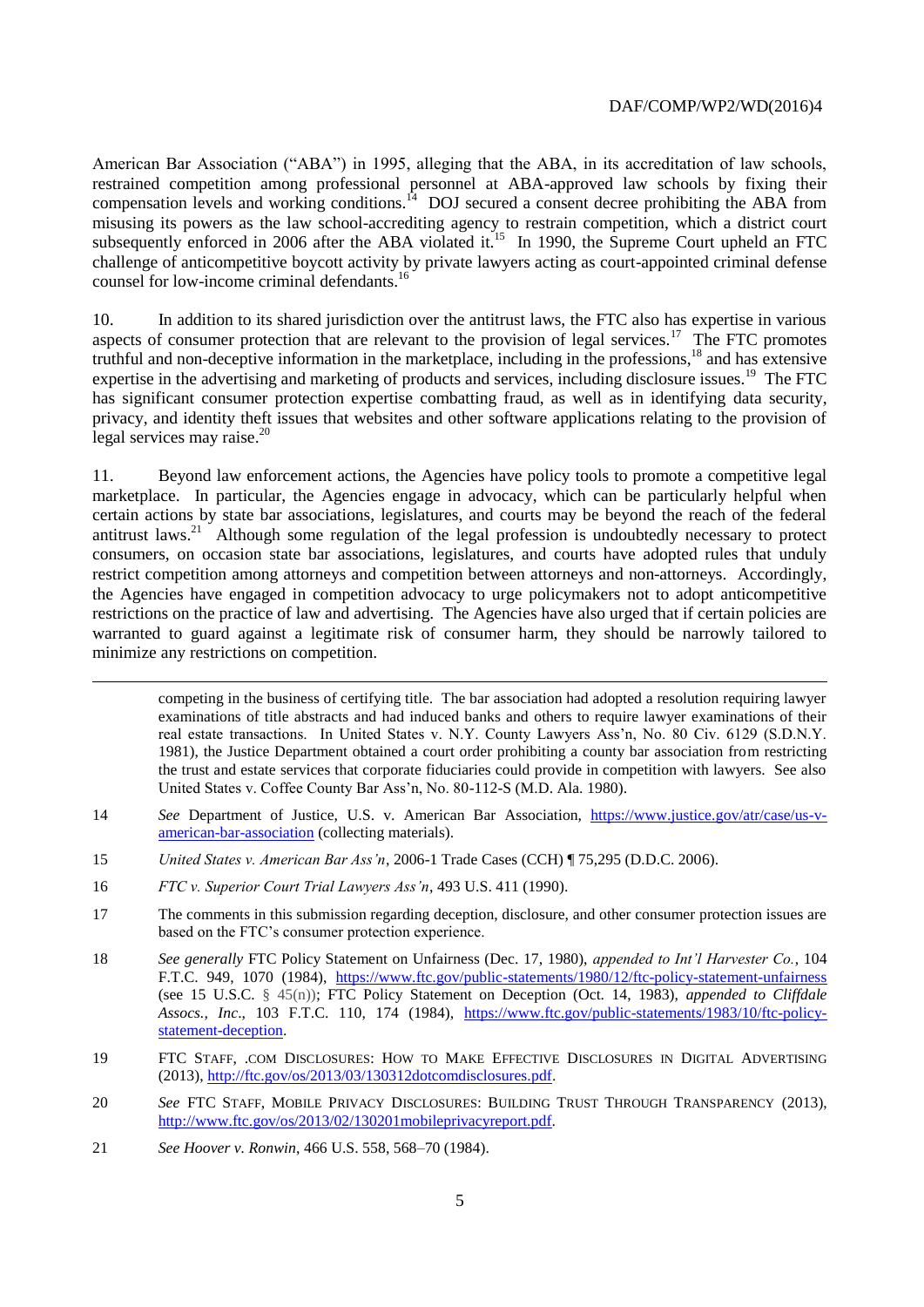American Bar Association ("ABA") in 1995, alleging that the ABA, in its accreditation of law schools, restrained competition among professional personnel at ABA-approved law schools by fixing their compensation levels and working conditions.[14] DOJ secured a consent decree prohibiting the ABA from misusing its powers as the law school-accrediting agency to restrain competition, which a district court subsequently enforced in 2006 after the ABA violated it.[15] In 1990, the Supreme Court upheld an FTC challenge of anticompetitive boycott activity by private lawyers acting as court-appointed criminal defense counsel for low-income criminal defendants.[16]

10. In addition to its shared jurisdiction over the antitrust laws, the FTC also has expertise in various aspects of consumer protection that are relevant to the provision of legal services.[17] The FTC promotes truthful and non-deceptive information in the marketplace, including in the professions,[18] and has extensive expertise in the advertising and marketing of products and services, including disclosure issues.[19] The FTC has significant consumer protection expertise combatting fraud, as well as in identifying data security, privacy, and identity theft issues that websites and other software applications relating to the provision of legal services may raise.[20]

11. Beyond law enforcement actions, the Agencies have policy tools to promote a competitive legal marketplace. In particular, the Agencies engage in advocacy, which can be particularly helpful when certain actions by state bar associations, legislatures, and courts may be beyond the reach of the federal antitrust laws.[21] Although some regulation of the legal profession is undoubtedly necessary to protect consumers, on occasion state bar associations, legislatures, and courts have adopted rules that unduly restrict competition among attorneys and competition between attorneys and non-attorneys. Accordingly, the Agencies have engaged in competition advocacy to urge policymakers not to adopt anticompetitive restrictions on the practice of law and advertising. The Agencies have also urged that if certain policies are warranted to guard against a legitimate risk of consumer harm, they should be narrowly tailored to minimize any restrictions on competition.

---

competing in the business of certifying title. The bar association had adopted a resolution requiring lawyer examinations of title abstracts and had induced banks and others to require lawyer examinations of their real estate transactions. In United States v. N.Y. County Lawyers Ass'n, No. 80 Civ. 6129 (S.D.N.Y. 1981), the Justice Department obtained a court order prohibiting a county bar association from restricting the trust and estate services that corporate fiduciaries could provide in competition with lawyers. See also United States v. Coffee County Bar Ass'n, No. 80-112-S (M.D. Ala. 1980).

[14] *See* Department of Justice, U.S. v. American Bar Association, https://www.justice.gov/atr/case/us-v-american-bar-association (collecting materials).

[15] *United States v. American Bar Ass'n*, 2006-1 Trade Cases (CCH) ¶ 75,295 (D.D.C. 2006).

[16] *FTC v. Superior Court Trial Lawyers Ass'n*, 493 U.S. 411 (1990).

[17] The comments in this submission regarding deception, disclosure, and other consumer protection issues are based on the FTC's consumer protection experience.

[18] *See generally* FTC Policy Statement on Unfairness (Dec. 17, 1980), *appended to Int'l Harvester Co.*, 104 F.T.C. 949, 1070 (1984), https://www.ftc.gov/public-statements/1980/12/ftc-policy-statement-unfairness (see 15 U.S.C. § 45(n)); FTC Policy Statement on Deception (Oct. 14, 1983), *appended to Cliffdale Assocs., Inc*., 103 F.T.C. 110, 174 (1984), https://www.ftc.gov/public-statements/1983/10/ftc-policy-statement-deception.

[19] FTC STAFF, .COM DISCLOSURES: HOW TO MAKE EFFECTIVE DISCLOSURES IN DIGITAL ADVERTISING (2013), http://ftc.gov/os/2013/03/130312dotcomdisclosures.pdf.

[20] *See* FTC STAFF, MOBILE PRIVACY DISCLOSURES: BUILDING TRUST THROUGH TRANSPARENCY (2013), http://www.ftc.gov/os/2013/02/130201mobileprivacyreport.pdf.

[21] *See Hoover v. Ronwin*, 466 U.S. 558, 568–70 (1984).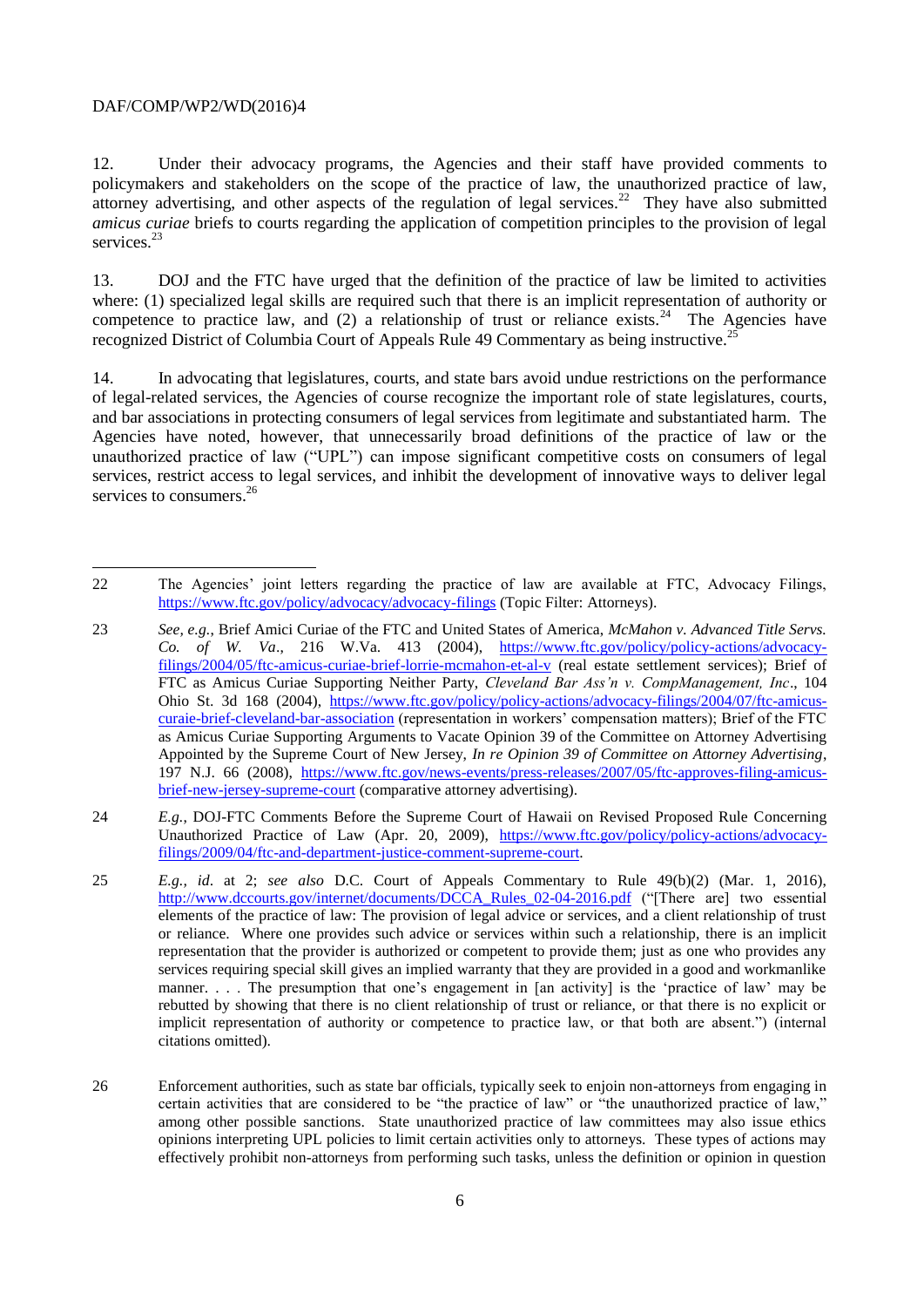12. Under their advocacy programs, the Agencies and their staff have provided comments to policymakers and stakeholders on the scope of the practice of law, the unauthorized practice of law, attorney advertising, and other aspects of the regulation of legal services.[22] They have also submitted *amicus curiae* briefs to courts regarding the application of competition principles to the provision of legal services.[23]

13. DOJ and the FTC have urged that the definition of the practice of law be limited to activities where: (1) specialized legal skills are required such that there is an implicit representation of authority or competence to practice law, and (2) a relationship of trust or reliance exists.[24] The Agencies have recognized District of Columbia Court of Appeals Rule 49 Commentary as being instructive.[25]

14. In advocating that legislatures, courts, and state bars avoid undue restrictions on the performance of legal-related services, the Agencies of course recognize the important role of state legislatures, courts, and bar associations in protecting consumers of legal services from legitimate and substantiated harm. The Agencies have noted, however, that unnecessarily broad definitions of the practice of law or the unauthorized practice of law ("UPL") can impose significant competitive costs on consumers of legal services, restrict access to legal services, and inhibit the development of innovative ways to deliver legal services to consumers.[26]

---

22 The Agencies' joint letters regarding the practice of law are available at FTC, Advocacy Filings, https://www.ftc.gov/policy/advocacy/advocacy-filings (Topic Filter: Attorneys).

23 *See, e.g.*, Brief Amici Curiae of the FTC and United States of America, *McMahon v. Advanced Title Servs. Co. of W. Va*., 216 W.Va. 413 (2004), https://www.ftc.gov/policy/policy-actions/advocacy-filings/2004/05/ftc-amicus-curiae-brief-lorrie-mcmahon-et-al-v (real estate settlement services); Brief of FTC as Amicus Curiae Supporting Neither Party, *Cleveland Bar Ass'n v. CompManagement, Inc*., 104 Ohio St. 3d 168 (2004), https://www.ftc.gov/policy/policy-actions/advocacy-filings/2004/07/ftc-amicus-curaie-brief-cleveland-bar-association (representation in workers' compensation matters); Brief of the FTC as Amicus Curiae Supporting Arguments to Vacate Opinion 39 of the Committee on Attorney Advertising Appointed by the Supreme Court of New Jersey, *In re Opinion 39 of Committee on Attorney Advertising*, 197 N.J. 66 (2008), https://www.ftc.gov/news-events/press-releases/2007/05/ftc-approves-filing-amicus-brief-new-jersey-supreme-court (comparative attorney advertising).

24 *E.g.*, DOJ-FTC Comments Before the Supreme Court of Hawaii on Revised Proposed Rule Concerning Unauthorized Practice of Law (Apr. 20, 2009), https://www.ftc.gov/policy/policy-actions/advocacy-filings/2009/04/ftc-and-department-justice-comment-supreme-court.

25 *E.g.*, *id*. at 2; *see also* D.C. Court of Appeals Commentary to Rule 49(b)(2) (Mar. 1, 2016), http://www.dccourts.gov/internet/documents/DCCA_Rules_02-04-2016.pdf ("[There are] two essential elements of the practice of law: The provision of legal advice or services, and a client relationship of trust or reliance. Where one provides such advice or services within such a relationship, there is an implicit representation that the provider is authorized or competent to provide them; just as one who provides any services requiring special skill gives an implied warranty that they are provided in a good and workmanlike manner. . . . The presumption that one's engagement in [an activity] is the 'practice of law' may be rebutted by showing that there is no client relationship of trust or reliance, or that there is no explicit or implicit representation of authority or competence to practice law, or that both are absent.") (internal citations omitted).

26 Enforcement authorities, such as state bar officials, typically seek to enjoin non-attorneys from engaging in certain activities that are considered to be "the practice of law" or "the unauthorized practice of law," among other possible sanctions. State unauthorized practice of law committees may also issue ethics opinions interpreting UPL policies to limit certain activities only to attorneys. These types of actions may effectively prohibit non-attorneys from performing such tasks, unless the definition or opinion in question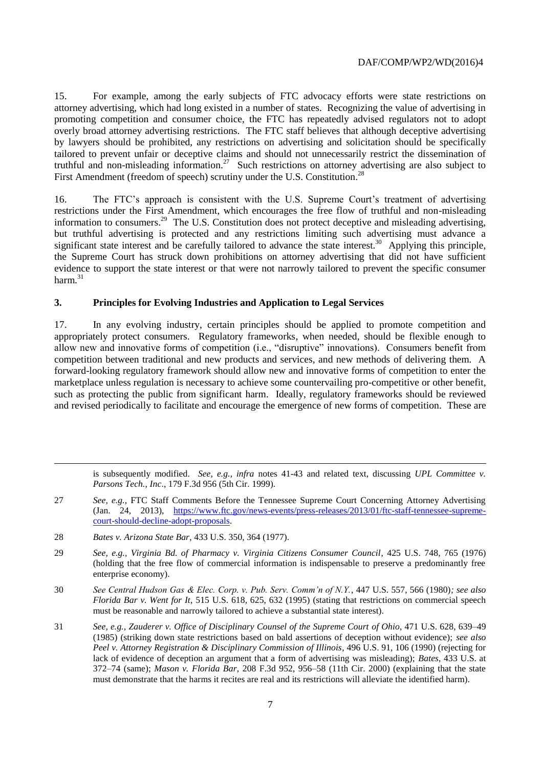15. For example, among the early subjects of FTC advocacy efforts were state restrictions on attorney advertising, which had long existed in a number of states. Recognizing the value of advertising in promoting competition and consumer choice, the FTC has repeatedly advised regulators not to adopt overly broad attorney advertising restrictions. The FTC staff believes that although deceptive advertising by lawyers should be prohibited, any restrictions on advertising and solicitation should be specifically tailored to prevent unfair or deceptive claims and should not unnecessarily restrict the dissemination of truthful and non-misleading information.[27] Such restrictions on attorney advertising are also subject to First Amendment (freedom of speech) scrutiny under the U.S. Constitution.[28]

16. The FTC's approach is consistent with the U.S. Supreme Court's treatment of advertising restrictions under the First Amendment, which encourages the free flow of truthful and non-misleading information to consumers.[29] The U.S. Constitution does not protect deceptive and misleading advertising, but truthful advertising is protected and any restrictions limiting such advertising must advance a significant state interest and be carefully tailored to advance the state interest.[30] Applying this principle, the Supreme Court has struck down prohibitions on attorney advertising that did not have sufficient evidence to support the state interest or that were not narrowly tailored to prevent the specific consumer harm.[31]

### 3. Principles for Evolving Industries and Application to Legal Services

17. In any evolving industry, certain principles should be applied to promote competition and appropriately protect consumers. Regulatory frameworks, when needed, should be flexible enough to allow new and innovative forms of competition (i.e., "disruptive" innovations). Consumers benefit from competition between traditional and new products and services, and new methods of delivering them. A forward-looking regulatory framework should allow new and innovative forms of competition to enter the marketplace unless regulation is necessary to achieve some countervailing pro-competitive or other benefit, such as protecting the public from significant harm. Ideally, regulatory frameworks should be reviewed and revised periodically to facilitate and encourage the emergence of new forms of competition. These are

---

is subsequently modified. *See, e.g., infra* notes 41-43 and related text, discussing *UPL Committee v. Parsons Tech., Inc*., 179 F.3d 956 (5th Cir. 1999).

27 *See, e.g.,* FTC Staff Comments Before the Tennessee Supreme Court Concerning Attorney Advertising (Jan. 24, 2013), https://www.ftc.gov/news-events/press-releases/2013/01/ftc-staff-tennessee-supreme-court-should-decline-adopt-proposals.

28 *Bates v. Arizona State Bar*, 433 U.S. 350, 364 (1977).

29 *See, e.g., Virginia Bd. of Pharmacy v. Virginia Citizens Consumer Council*, 425 U.S. 748, 765 (1976) (holding that the free flow of commercial information is indispensable to preserve a predominantly free enterprise economy).

30 *See Central Hudson Gas & Elec. Corp. v. Pub. Serv. Comm'n of N.Y.*, 447 U.S. 557, 566 (1980)*; see also Florida Bar v. Went for It*, 515 U.S. 618, 625, 632 (1995) (stating that restrictions on commercial speech must be reasonable and narrowly tailored to achieve a substantial state interest).

31 *See, e.g., Zauderer v. Office of Disciplinary Counsel of the Supreme Court of Ohio*, 471 U.S. 628, 639–49 (1985) (striking down state restrictions based on bald assertions of deception without evidence); *see also Peel v. Attorney Registration & Disciplinary Commission of Illinois*, 496 U.S. 91, 106 (1990) (rejecting for lack of evidence of deception an argument that a form of advertising was misleading); *Bates*, 433 U.S. at 372–74 (same); *Mason v. Florida Bar*, 208 F.3d 952, 956–58 (11th Cir. 2000) (explaining that the state must demonstrate that the harms it recites are real and its restrictions will alleviate the identified harm).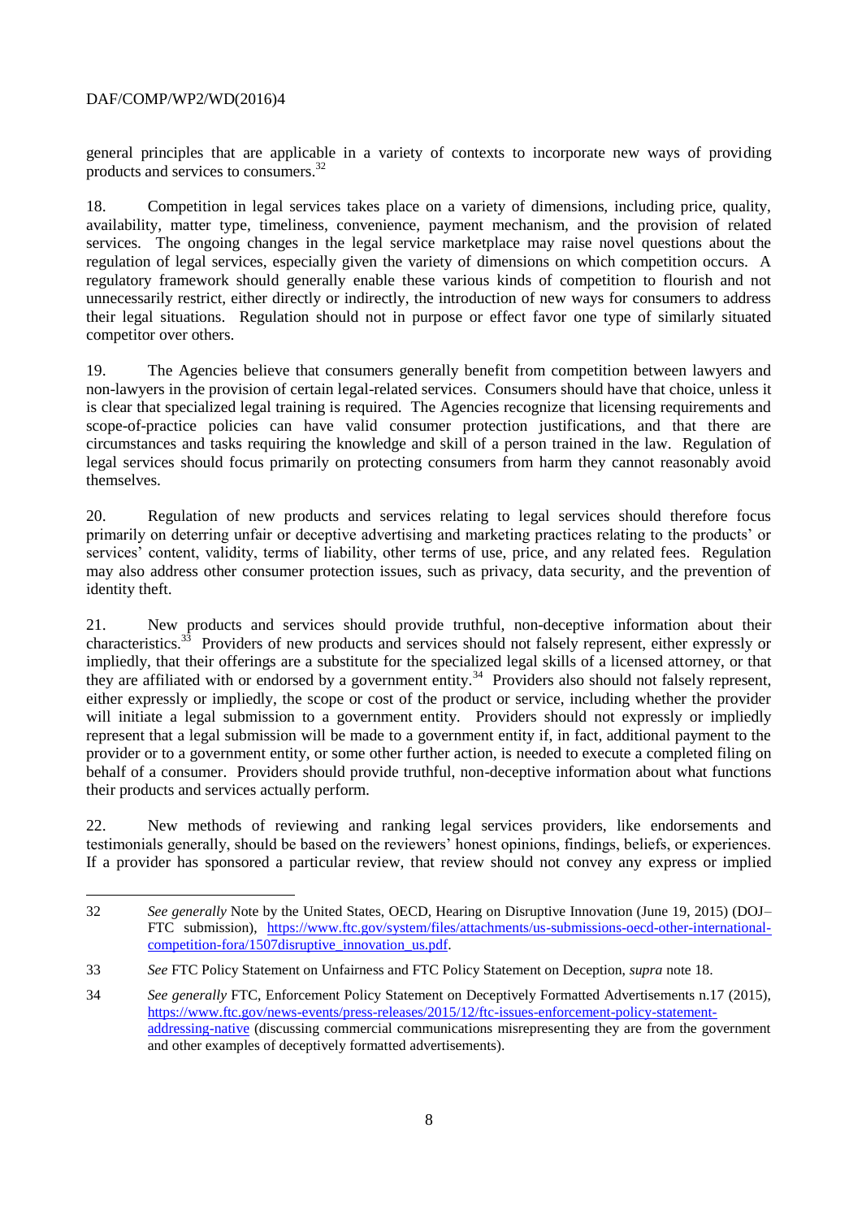general principles that are applicable in a variety of contexts to incorporate new ways of providing products and services to consumers.[32]

18. Competition in legal services takes place on a variety of dimensions, including price, quality, availability, matter type, timeliness, convenience, payment mechanism, and the provision of related services. The ongoing changes in the legal service marketplace may raise novel questions about the regulation of legal services, especially given the variety of dimensions on which competition occurs. A regulatory framework should generally enable these various kinds of competition to flourish and not unnecessarily restrict, either directly or indirectly, the introduction of new ways for consumers to address their legal situations. Regulation should not in purpose or effect favor one type of similarly situated competitor over others.

19. The Agencies believe that consumers generally benefit from competition between lawyers and non-lawyers in the provision of certain legal-related services. Consumers should have that choice, unless it is clear that specialized legal training is required. The Agencies recognize that licensing requirements and scope-of-practice policies can have valid consumer protection justifications, and that there are circumstances and tasks requiring the knowledge and skill of a person trained in the law. Regulation of legal services should focus primarily on protecting consumers from harm they cannot reasonably avoid themselves.

20. Regulation of new products and services relating to legal services should therefore focus primarily on deterring unfair or deceptive advertising and marketing practices relating to the products' or services' content, validity, terms of liability, other terms of use, price, and any related fees. Regulation may also address other consumer protection issues, such as privacy, data security, and the prevention of identity theft.

21. New products and services should provide truthful, non-deceptive information about their characteristics.[33] Providers of new products and services should not falsely represent, either expressly or impliedly, that their offerings are a substitute for the specialized legal skills of a licensed attorney, or that they are affiliated with or endorsed by a government entity.[34] Providers also should not falsely represent, either expressly or impliedly, the scope or cost of the product or service, including whether the provider will initiate a legal submission to a government entity. Providers should not expressly or impliedly represent that a legal submission will be made to a government entity if, in fact, additional payment to the provider or to a government entity, or some other further action, is needed to execute a completed filing on behalf of a consumer. Providers should provide truthful, non-deceptive information about what functions their products and services actually perform.

22. New methods of reviewing and ranking legal services providers, like endorsements and testimonials generally, should be based on the reviewers' honest opinions, findings, beliefs, or experiences. If a provider has sponsored a particular review, that review should not convey any express or implied

---

32 *See generally* Note by the United States, OECD, Hearing on Disruptive Innovation (June 19, 2015) (DOJ–FTC submission), https://www.ftc.gov/system/files/attachments/us-submissions-oecd-other-international-competition-fora/1507disruptive_innovation_us.pdf.

33 *See* FTC Policy Statement on Unfairness and FTC Policy Statement on Deception, *supra* note 18.

34 *See generally* FTC, Enforcement Policy Statement on Deceptively Formatted Advertisements n.17 (2015), https://www.ftc.gov/news-events/press-releases/2015/12/ftc-issues-enforcement-policy-statement-addressing-native (discussing commercial communications misrepresenting they are from the government and other examples of deceptively formatted advertisements).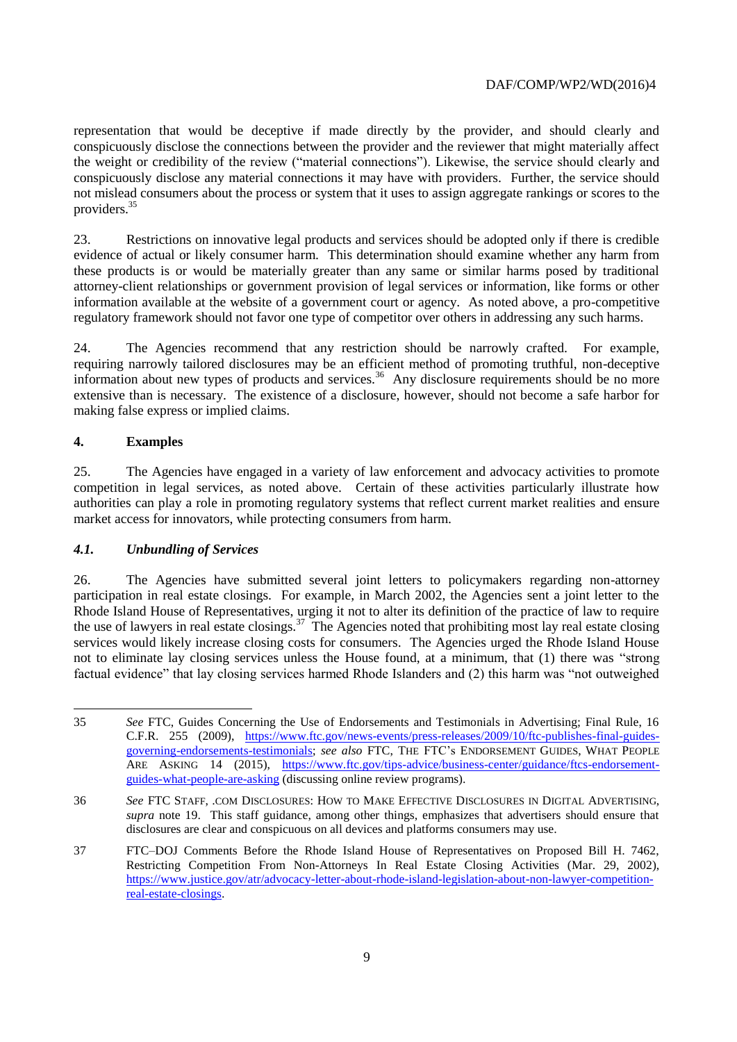representation that would be deceptive if made directly by the provider, and should clearly and conspicuously disclose the connections between the provider and the reviewer that might materially affect the weight or credibility of the review ("material connections"). Likewise, the service should clearly and conspicuously disclose any material connections it may have with providers. Further, the service should not mislead consumers about the process or system that it uses to assign aggregate rankings or scores to the providers.[35]

23. Restrictions on innovative legal products and services should be adopted only if there is credible evidence of actual or likely consumer harm. This determination should examine whether any harm from these products is or would be materially greater than any same or similar harms posed by traditional attorney-client relationships or government provision of legal services or information, like forms or other information available at the website of a government court or agency. As noted above, a pro-competitive regulatory framework should not favor one type of competitor over others in addressing any such harms.

24. The Agencies recommend that any restriction should be narrowly crafted. For example, requiring narrowly tailored disclosures may be an efficient method of promoting truthful, non-deceptive information about new types of products and services.[36] Any disclosure requirements should be no more extensive than is necessary. The existence of a disclosure, however, should not become a safe harbor for making false express or implied claims.

## 4. Examples

25. The Agencies have engaged in a variety of law enforcement and advocacy activities to promote competition in legal services, as noted above. Certain of these activities particularly illustrate how authorities can play a role in promoting regulatory systems that reflect current market realities and ensure market access for innovators, while protecting consumers from harm.

### *4.1. Unbundling of Services*

26. The Agencies have submitted several joint letters to policymakers regarding non-attorney participation in real estate closings. For example, in March 2002, the Agencies sent a joint letter to the Rhode Island House of Representatives, urging it not to alter its definition of the practice of law to require the use of lawyers in real estate closings.[37] The Agencies noted that prohibiting most lay real estate closing services would likely increase closing costs for consumers. The Agencies urged the Rhode Island House not to eliminate lay closing services unless the House found, at a minimum, that (1) there was "strong factual evidence" that lay closing services harmed Rhode Islanders and (2) this harm was "not outweighed

---

35 *See* FTC, Guides Concerning the Use of Endorsements and Testimonials in Advertising; Final Rule, 16 C.F.R. 255 (2009), https://www.ftc.gov/news-events/press-releases/2009/10/ftc-publishes-final-guides-governing-endorsements-testimonials; *see also* FTC, THE FTC's ENDORSEMENT GUIDES, WHAT PEOPLE ARE ASKING 14 (2015), https://www.ftc.gov/tips-advice/business-center/guidance/ftcs-endorsement-guides-what-people-are-asking (discussing online review programs).

36 *See* FTC STAFF, .COM DISCLOSURES: HOW TO MAKE EFFECTIVE DISCLOSURES IN DIGITAL ADVERTISING, *supra* note 19. This staff guidance, among other things, emphasizes that advertisers should ensure that disclosures are clear and conspicuous on all devices and platforms consumers may use.

37 FTC–DOJ Comments Before the Rhode Island House of Representatives on Proposed Bill H. 7462, Restricting Competition From Non-Attorneys In Real Estate Closing Activities (Mar. 29, 2002), https://www.justice.gov/atr/advocacy-letter-about-rhode-island-legislation-about-non-lawyer-competition-real-estate-closings.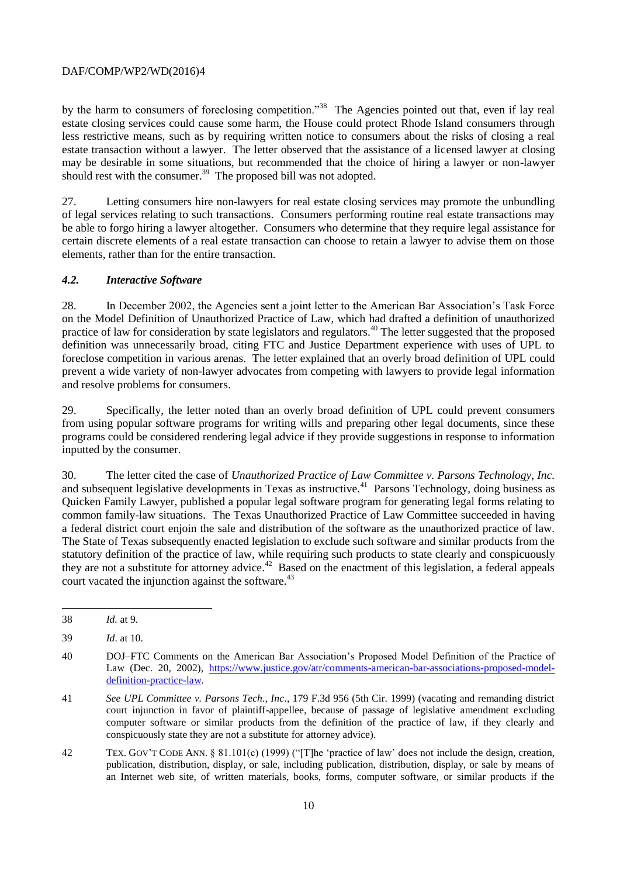by the harm to consumers of foreclosing competition."[38] The Agencies pointed out that, even if lay real estate closing services could cause some harm, the House could protect Rhode Island consumers through less restrictive means, such as by requiring written notice to consumers about the risks of closing a real estate transaction without a lawyer. The letter observed that the assistance of a licensed lawyer at closing may be desirable in some situations, but recommended that the choice of hiring a lawyer or non-lawyer should rest with the consumer.[39] The proposed bill was not adopted.

27. Letting consumers hire non-lawyers for real estate closing services may promote the unbundling of legal services relating to such transactions. Consumers performing routine real estate transactions may be able to forgo hiring a lawyer altogether. Consumers who determine that they require legal assistance for certain discrete elements of a real estate transaction can choose to retain a lawyer to advise them on those elements, rather than for the entire transaction.

### *4.2. Interactive Software*

28. In December 2002, the Agencies sent a joint letter to the American Bar Association's Task Force on the Model Definition of Unauthorized Practice of Law, which had drafted a definition of unauthorized practice of law for consideration by state legislators and regulators.[40] The letter suggested that the proposed definition was unnecessarily broad, citing FTC and Justice Department experience with uses of UPL to foreclose competition in various arenas. The letter explained that an overly broad definition of UPL could prevent a wide variety of non-lawyer advocates from competing with lawyers to provide legal information and resolve problems for consumers.

29. Specifically, the letter noted than an overly broad definition of UPL could prevent consumers from using popular software programs for writing wills and preparing other legal documents, since these programs could be considered rendering legal advice if they provide suggestions in response to information inputted by the consumer.

30. The letter cited the case of *Unauthorized Practice of Law Committee v. Parsons Technology, Inc.* and subsequent legislative developments in Texas as instructive.[41] Parsons Technology, doing business as Quicken Family Lawyer, published a popular legal software program for generating legal forms relating to common family-law situations. The Texas Unauthorized Practice of Law Committee succeeded in having a federal district court enjoin the sale and distribution of the software as the unauthorized practice of law. The State of Texas subsequently enacted legislation to exclude such software and similar products from the statutory definition of the practice of law, while requiring such products to state clearly and conspicuously they are not a substitute for attorney advice.[42] Based on the enactment of this legislation, a federal appeals court vacated the injunction against the software.[43]

---

38 *Id.* at 9.

39 *Id*. at 10.

40 DOJ–FTC Comments on the American Bar Association's Proposed Model Definition of the Practice of Law (Dec. 20, 2002), https://www.justice.gov/atr/comments-american-bar-associations-proposed-model-definition-practice-law.

41 *See UPL Committee v. Parsons Tech., Inc*., 179 F.3d 956 (5th Cir. 1999) (vacating and remanding district court injunction in favor of plaintiff-appellee, because of passage of legislative amendment excluding computer software or similar products from the definition of the practice of law, if they clearly and conspicuously state they are not a substitute for attorney advice).

42 TEX. GOV'T CODE ANN. § 81.101(c) (1999) ("[T]he 'practice of law' does not include the design, creation, publication, distribution, display, or sale, including publication, distribution, display, or sale by means of an Internet web site, of written materials, books, forms, computer software, or similar products if the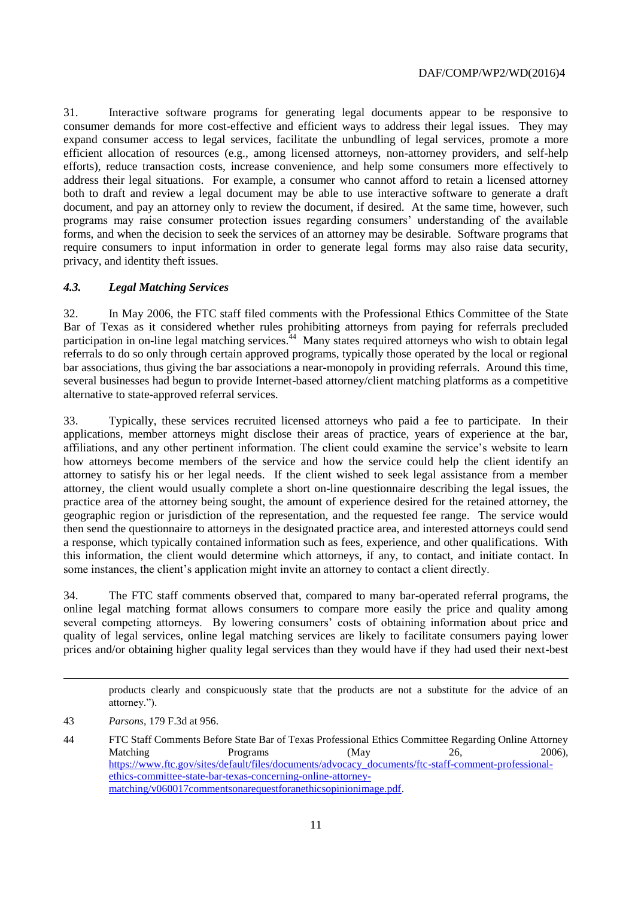31. Interactive software programs for generating legal documents appear to be responsive to consumer demands for more cost-effective and efficient ways to address their legal issues. They may expand consumer access to legal services, facilitate the unbundling of legal services, promote a more efficient allocation of resources (e.g., among licensed attorneys, non-attorney providers, and self-help efforts), reduce transaction costs, increase convenience, and help some consumers more effectively to address their legal situations. For example, a consumer who cannot afford to retain a licensed attorney both to draft and review a legal document may be able to use interactive software to generate a draft document, and pay an attorney only to review the document, if desired. At the same time, however, such programs may raise consumer protection issues regarding consumers' understanding of the available forms, and when the decision to seek the services of an attorney may be desirable. Software programs that require consumers to input information in order to generate legal forms may also raise data security, privacy, and identity theft issues.

### *4.3. Legal Matching Services*

32. In May 2006, the FTC staff filed comments with the Professional Ethics Committee of the State Bar of Texas as it considered whether rules prohibiting attorneys from paying for referrals precluded participation in on-line legal matching services.[44] Many states required attorneys who wish to obtain legal referrals to do so only through certain approved programs, typically those operated by the local or regional bar associations, thus giving the bar associations a near-monopoly in providing referrals. Around this time, several businesses had begun to provide Internet-based attorney/client matching platforms as a competitive alternative to state-approved referral services.

33. Typically, these services recruited licensed attorneys who paid a fee to participate. In their applications, member attorneys might disclose their areas of practice, years of experience at the bar, affiliations, and any other pertinent information. The client could examine the service's website to learn how attorneys become members of the service and how the service could help the client identify an attorney to satisfy his or her legal needs. If the client wished to seek legal assistance from a member attorney, the client would usually complete a short on-line questionnaire describing the legal issues, the practice area of the attorney being sought, the amount of experience desired for the retained attorney, the geographic region or jurisdiction of the representation, and the requested fee range. The service would then send the questionnaire to attorneys in the designated practice area, and interested attorneys could send a response, which typically contained information such as fees, experience, and other qualifications. With this information, the client would determine which attorneys, if any, to contact, and initiate contact. In some instances, the client's application might invite an attorney to contact a client directly.

34. The FTC staff comments observed that, compared to many bar-operated referral programs, the online legal matching format allows consumers to compare more easily the price and quality among several competing attorneys. By lowering consumers' costs of obtaining information about price and quality of legal services, online legal matching services are likely to facilitate consumers paying lower prices and/or obtaining higher quality legal services than they would have if they had used their next-best

---

products clearly and conspicuously state that the products are not a substitute for the advice of an attorney.").

43 *Parsons*, 179 F.3d at 956.

44 FTC Staff Comments Before State Bar of Texas Professional Ethics Committee Regarding Online Attorney Matching Programs (May 26, 2006), https://www.ftc.gov/sites/default/files/documents/advocacy_documents/ftc-staff-comment-professional-ethics-committee-state-bar-texas-concerning-online-attorney-matching/v060017commentsonarequestforanethicsopinionimage.pdf.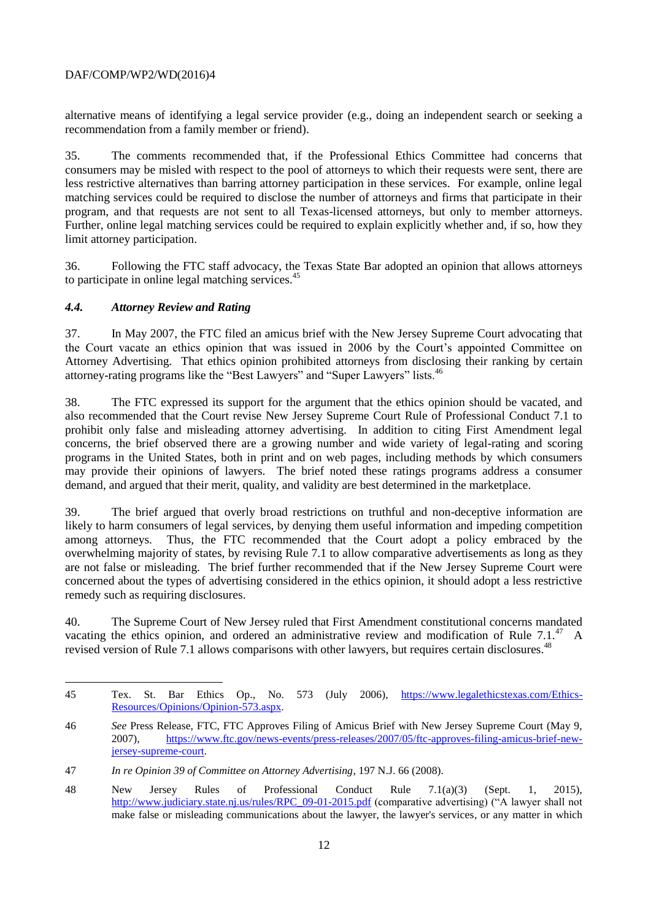alternative means of identifying a legal service provider (e.g., doing an independent search or seeking a recommendation from a family member or friend).

35. The comments recommended that, if the Professional Ethics Committee had concerns that consumers may be misled with respect to the pool of attorneys to which their requests were sent, there are less restrictive alternatives than barring attorney participation in these services. For example, online legal matching services could be required to disclose the number of attorneys and firms that participate in their program, and that requests are not sent to all Texas-licensed attorneys, but only to member attorneys. Further, online legal matching services could be required to explain explicitly whether and, if so, how they limit attorney participation.

36. Following the FTC staff advocacy, the Texas State Bar adopted an opinion that allows attorneys to participate in online legal matching services.[45]

### *4.4. Attorney Review and Rating*

37. In May 2007, the FTC filed an amicus brief with the New Jersey Supreme Court advocating that the Court vacate an ethics opinion that was issued in 2006 by the Court's appointed Committee on Attorney Advertising. That ethics opinion prohibited attorneys from disclosing their ranking by certain attorney-rating programs like the "Best Lawyers" and "Super Lawyers" lists.[46]

38. The FTC expressed its support for the argument that the ethics opinion should be vacated, and also recommended that the Court revise New Jersey Supreme Court Rule of Professional Conduct 7.1 to prohibit only false and misleading attorney advertising. In addition to citing First Amendment legal concerns, the brief observed there are a growing number and wide variety of legal-rating and scoring programs in the United States, both in print and on web pages, including methods by which consumers may provide their opinions of lawyers. The brief noted these ratings programs address a consumer demand, and argued that their merit, quality, and validity are best determined in the marketplace.

39. The brief argued that overly broad restrictions on truthful and non-deceptive information are likely to harm consumers of legal services, by denying them useful information and impeding competition among attorneys. Thus, the FTC recommended that the Court adopt a policy embraced by the overwhelming majority of states, by revising Rule 7.1 to allow comparative advertisements as long as they are not false or misleading. The brief further recommended that if the New Jersey Supreme Court were concerned about the types of advertising considered in the ethics opinion, it should adopt a less restrictive remedy such as requiring disclosures.

40. The Supreme Court of New Jersey ruled that First Amendment constitutional concerns mandated vacating the ethics opinion, and ordered an administrative review and modification of Rule 7.1.[47] A revised version of Rule 7.1 allows comparisons with other lawyers, but requires certain disclosures.[48]

---

45 Tex. St. Bar Ethics Op., No. 573 (July 2006), https://www.legalethicstexas.com/Ethics-Resources/Opinions/Opinion-573.aspx.

46 *See* Press Release, FTC, FTC Approves Filing of Amicus Brief with New Jersey Supreme Court (May 9, 2007), https://www.ftc.gov/news-events/press-releases/2007/05/ftc-approves-filing-amicus-brief-new-jersey-supreme-court.

47 *In re Opinion 39 of Committee on Attorney Advertising*, 197 N.J. 66 (2008).

48 New Jersey Rules of Professional Conduct Rule 7.1(a)(3) (Sept. 1, 2015), http://www.judiciary.state.nj.us/rules/RPC_09-01-2015.pdf (comparative advertising) ("A lawyer shall not make false or misleading communications about the lawyer, the lawyer's services, or any matter in which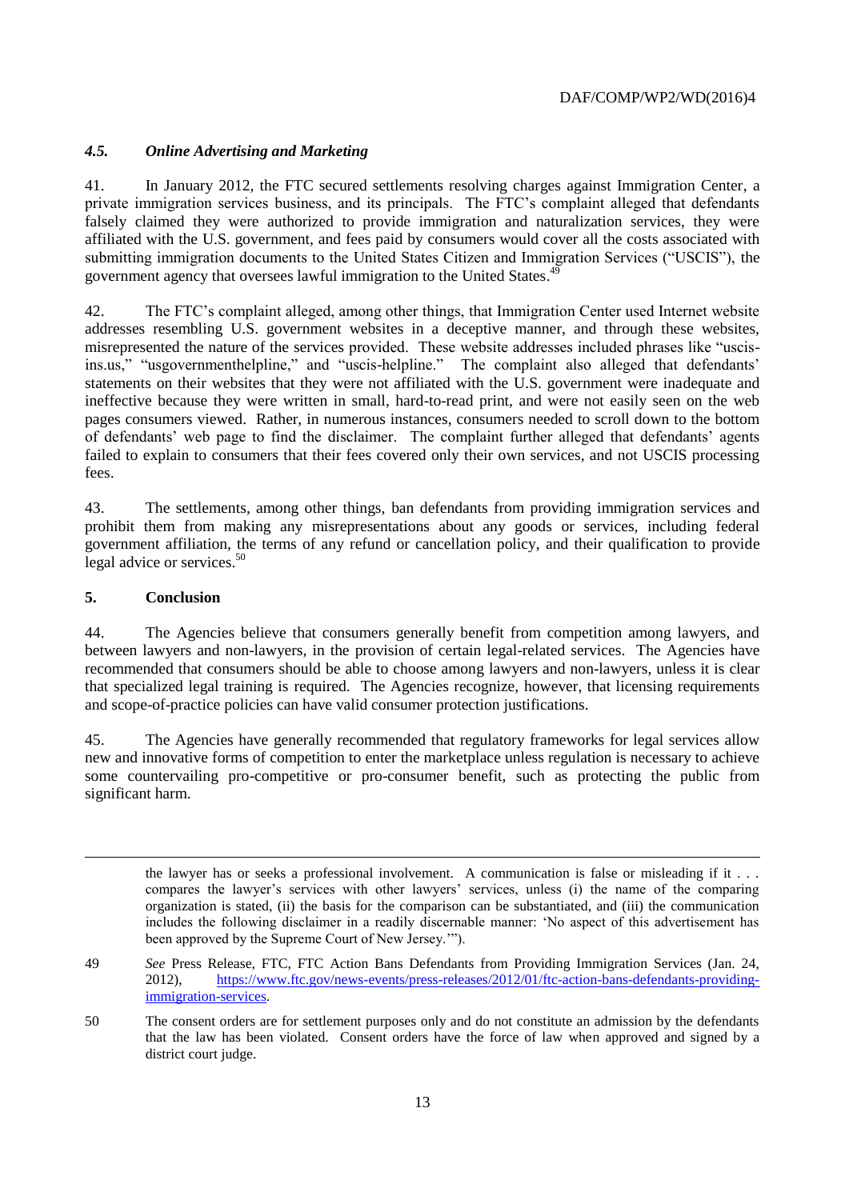### *4.5. Online Advertising and Marketing*

41. In January 2012, the FTC secured settlements resolving charges against Immigration Center, a private immigration services business, and its principals. The FTC's complaint alleged that defendants falsely claimed they were authorized to provide immigration and naturalization services, they were affiliated with the U.S. government, and fees paid by consumers would cover all the costs associated with submitting immigration documents to the United States Citizen and Immigration Services ("USCIS"), the government agency that oversees lawful immigration to the United States.[49]

42. The FTC's complaint alleged, among other things, that Immigration Center used Internet website addresses resembling U.S. government websites in a deceptive manner, and through these websites, misrepresented the nature of the services provided. These website addresses included phrases like "uscis-ins.us," "usgovernmenthelpline," and "uscis-helpline." The complaint also alleged that defendants' statements on their websites that they were not affiliated with the U.S. government were inadequate and ineffective because they were written in small, hard-to-read print, and were not easily seen on the web pages consumers viewed. Rather, in numerous instances, consumers needed to scroll down to the bottom of defendants' web page to find the disclaimer. The complaint further alleged that defendants' agents failed to explain to consumers that their fees covered only their own services, and not USCIS processing fees.

43. The settlements, among other things, ban defendants from providing immigration services and prohibit them from making any misrepresentations about any goods or services, including federal government affiliation, the terms of any refund or cancellation policy, and their qualification to provide legal advice or services.[50]

## 5. Conclusion

44. The Agencies believe that consumers generally benefit from competition among lawyers, and between lawyers and non-lawyers, in the provision of certain legal-related services. The Agencies have recommended that consumers should be able to choose among lawyers and non-lawyers, unless it is clear that specialized legal training is required. The Agencies recognize, however, that licensing requirements and scope-of-practice policies can have valid consumer protection justifications.

45. The Agencies have generally recommended that regulatory frameworks for legal services allow new and innovative forms of competition to enter the marketplace unless regulation is necessary to achieve some countervailing pro-competitive or pro-consumer benefit, such as protecting the public from significant harm.

---

the lawyer has or seeks a professional involvement. A communication is false or misleading if it . . . compares the lawyer's services with other lawyers' services, unless (i) the name of the comparing organization is stated, (ii) the basis for the comparison can be substantiated, and (iii) the communication includes the following disclaimer in a readily discernable manner: 'No aspect of this advertisement has been approved by the Supreme Court of New Jersey.'").

49 *See* Press Release, FTC, FTC Action Bans Defendants from Providing Immigration Services (Jan. 24, 2012), https://www.ftc.gov/news-events/press-releases/2012/01/ftc-action-bans-defendants-providing-immigration-services.

50 The consent orders are for settlement purposes only and do not constitute an admission by the defendants that the law has been violated. Consent orders have the force of law when approved and signed by a district court judge.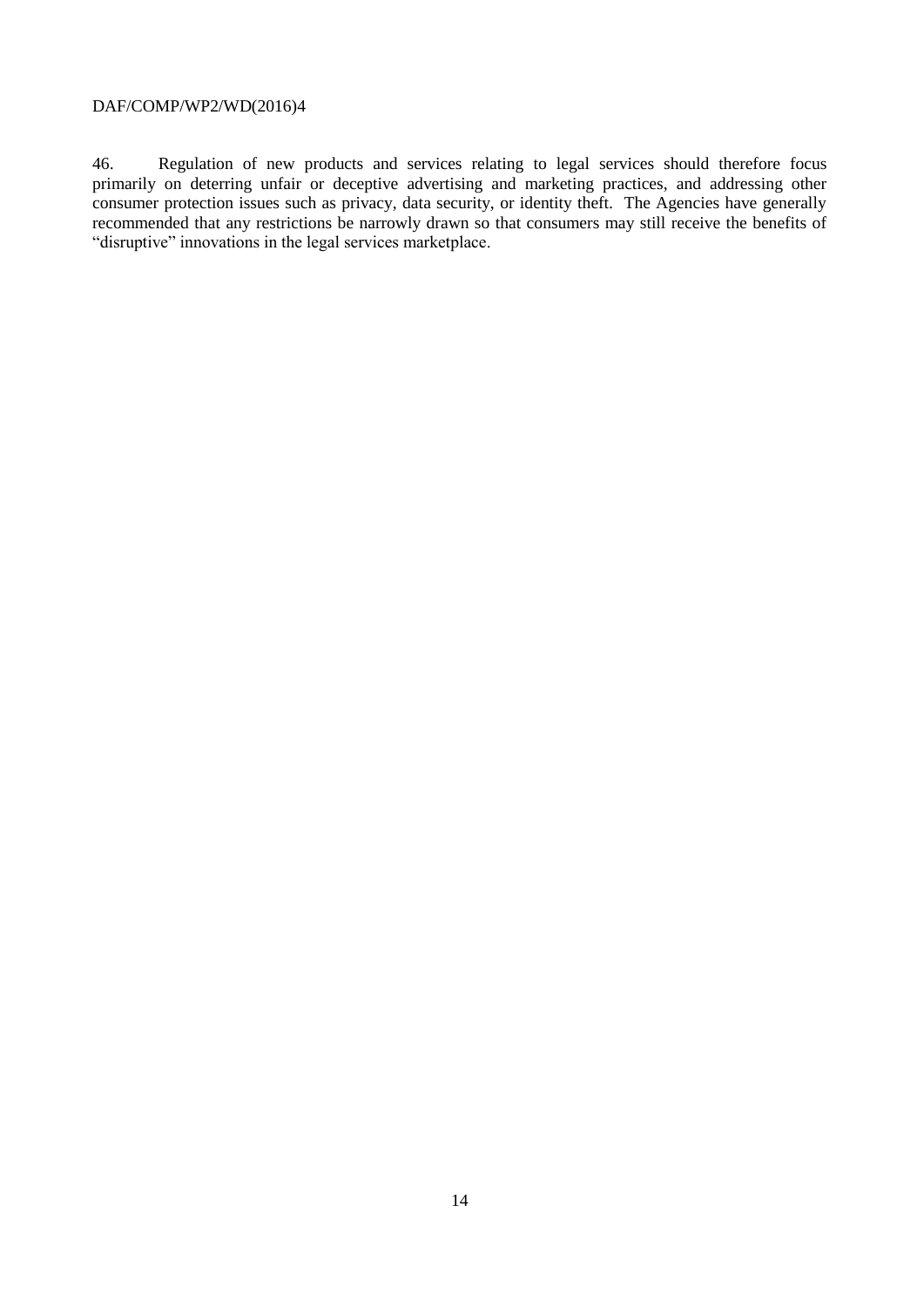46. Regulation of new products and services relating to legal services should therefore focus primarily on deterring unfair or deceptive advertising and marketing practices, and addressing other consumer protection issues such as privacy, data security, or identity theft. The Agencies have generally recommended that any restrictions be narrowly drawn so that consumers may still receive the benefits of "disruptive" innovations in the legal services marketplace.